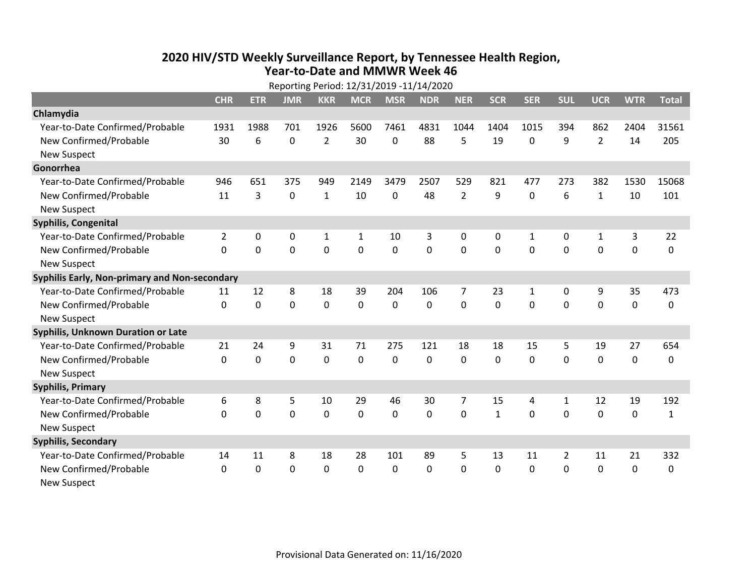# 2020 HIV/STD Weekly Surveillance Report, by Tennessee Health Region, Year-to-Date and MMWR Week 46

Reporting Period: 12/31/2019 -11/14/2020

| | CHR | ETR | JMR | KKR | MCR | MSR | NDR | NER | SCR | SER | SUL | UCR | WTR | Total |
|---|---|---|---|---|---|---|---|---|---|---|---|---|---|---|
| **Chlamydia** | | | | | | | | | | | | | | |
| Year-to-Date Confirmed/Probable | 1931 | 1988 | 701 | 1926 | 5600 | 7461 | 4831 | 1044 | 1404 | 1015 | 394 | 862 | 2404 | 31561 |
| New Confirmed/Probable | 30 | 6 | 0 | 2 | 30 | 0 | 88 | 5 | 19 | 0 | 9 | 2 | 14 | 205 |
| New Suspect | | | | | | | | | | | | | | |
| **Gonorrhea** | | | | | | | | | | | | | | |
| Year-to-Date Confirmed/Probable | 946 | 651 | 375 | 949 | 2149 | 3479 | 2507 | 529 | 821 | 477 | 273 | 382 | 1530 | 15068 |
| New Confirmed/Probable | 11 | 3 | 0 | 1 | 10 | 0 | 48 | 2 | 9 | 0 | 6 | 1 | 10 | 101 |
| New Suspect | | | | | | | | | | | | | | |
| **Syphilis, Congenital** | | | | | | | | | | | | | | |
| Year-to-Date Confirmed/Probable | 2 | 0 | 0 | 1 | 1 | 10 | 3 | 0 | 0 | 1 | 0 | 1 | 3 | 22 |
| New Confirmed/Probable | 0 | 0 | 0 | 0 | 0 | 0 | 0 | 0 | 0 | 0 | 0 | 0 | 0 | 0 |
| New Suspect | | | | | | | | | | | | | | |
| **Syphilis Early, Non-primary and Non-secondary** | | | | | | | | | | | | | | |
| Year-to-Date Confirmed/Probable | 11 | 12 | 8 | 18 | 39 | 204 | 106 | 7 | 23 | 1 | 0 | 9 | 35 | 473 |
| New Confirmed/Probable | 0 | 0 | 0 | 0 | 0 | 0 | 0 | 0 | 0 | 0 | 0 | 0 | 0 | 0 |
| New Suspect | | | | | | | | | | | | | | |
| **Syphilis, Unknown Duration or Late** | | | | | | | | | | | | | | |
| Year-to-Date Confirmed/Probable | 21 | 24 | 9 | 31 | 71 | 275 | 121 | 18 | 18 | 15 | 5 | 19 | 27 | 654 |
| New Confirmed/Probable | 0 | 0 | 0 | 0 | 0 | 0 | 0 | 0 | 0 | 0 | 0 | 0 | 0 | 0 |
| New Suspect | | | | | | | | | | | | | | |
| **Syphilis, Primary** | | | | | | | | | | | | | | |
| Year-to-Date Confirmed/Probable | 6 | 8 | 5 | 10 | 29 | 46 | 30 | 7 | 15 | 4 | 1 | 12 | 19 | 192 |
| New Confirmed/Probable | 0 | 0 | 0 | 0 | 0 | 0 | 0 | 0 | 1 | 0 | 0 | 0 | 0 | 1 |
| New Suspect | | | | | | | | | | | | | | |
| **Syphilis, Secondary** | | | | | | | | | | | | | | |
| Year-to-Date Confirmed/Probable | 14 | 11 | 8 | 18 | 28 | 101 | 89 | 5 | 13 | 11 | 2 | 11 | 21 | 332 |
| New Confirmed/Probable | 0 | 0 | 0 | 0 | 0 | 0 | 0 | 0 | 0 | 0 | 0 | 0 | 0 | 0 |
| New Suspect | | | | | | | | | | | | | | |

Provisional Data Generated on: 11/16/2020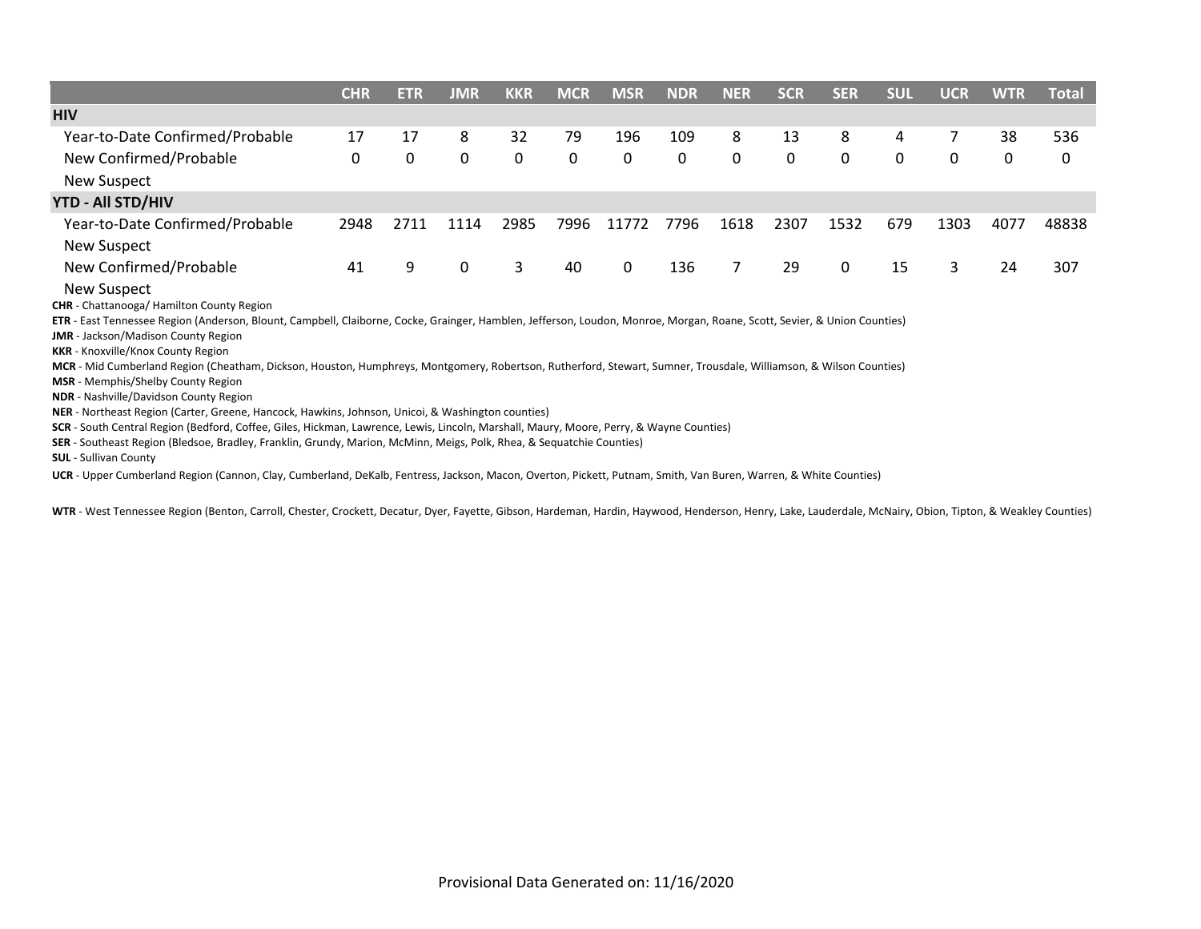| | CHR | ETR | JMR | KKR | MCR | MSR | NDR | NER | SCR | SER | SUL | UCR | WTR | Total |
|---|---|---|---|---|---|---|---|---|---|---|---|---|---|---|
| **HIV** | | | | | | | | | | | | | | |
| Year-to-Date Confirmed/Probable | 17 | 17 | 8 | 32 | 79 | 196 | 109 | 8 | 13 | 8 | 4 | 7 | 38 | 536 |
| New Confirmed/Probable | 0 | 0 | 0 | 0 | 0 | 0 | 0 | 0 | 0 | 0 | 0 | 0 | 0 | 0 |
| New Suspect | | | | | | | | | | | | | | |
| **YTD - All STD/HIV** | | | | | | | | | | | | | | |
| Year-to-Date Confirmed/Probable | 2948 | 2711 | 1114 | 2985 | 7996 | 11772 | 7796 | 1618 | 2307 | 1532 | 679 | 1303 | 4077 | 48838 |
| New Suspect | | | | | | | | | | | | | | |
| New Confirmed/Probable | 41 | 9 | 0 | 3 | 40 | 0 | 136 | 7 | 29 | 0 | 15 | 3 | 24 | 307 |
| New Suspect | | | | | | | | | | | | | | |

**CHR** - Chattanooga/ Hamilton County Region

**ETR** - East Tennessee Region (Anderson, Blount, Campbell, Claiborne, Cocke, Grainger, Hamblen, Jefferson, Loudon, Monroe, Morgan, Roane, Scott, Sevier, & Union Counties)

**JMR** - Jackson/Madison County Region

**KKR** - Knoxville/Knox County Region

**MCR** - Mid Cumberland Region (Cheatham, Dickson, Houston, Humphreys, Montgomery, Robertson, Rutherford, Stewart, Sumner, Trousdale, Williamson, & Wilson Counties)

**MSR** - Memphis/Shelby County Region

**NDR** - Nashville/Davidson County Region

**NER** - Northeast Region (Carter, Greene, Hancock, Hawkins, Johnson, Unicoi, & Washington counties)

**SCR** - South Central Region (Bedford, Coffee, Giles, Hickman, Lawrence, Lewis, Lincoln, Marshall, Maury, Moore, Perry, & Wayne Counties)

**SER** - Southeast Region (Bledsoe, Bradley, Franklin, Grundy, Marion, McMinn, Meigs, Polk, Rhea, & Sequatchie Counties)

**SUL** - Sullivan County

**UCR** - Upper Cumberland Region (Cannon, Clay, Cumberland, DeKalb, Fentress, Jackson, Macon, Overton, Pickett, Putnam, Smith, Van Buren, Warren, & White Counties)

**WTR** - West Tennessee Region (Benton, Carroll, Chester, Crockett, Decatur, Dyer, Fayette, Gibson, Hardeman, Hardin, Haywood, Henderson, Henry, Lake, Lauderdale, McNairy, Obion, Tipton, & Weakley Counties)

Provisional Data Generated on: 11/16/2020